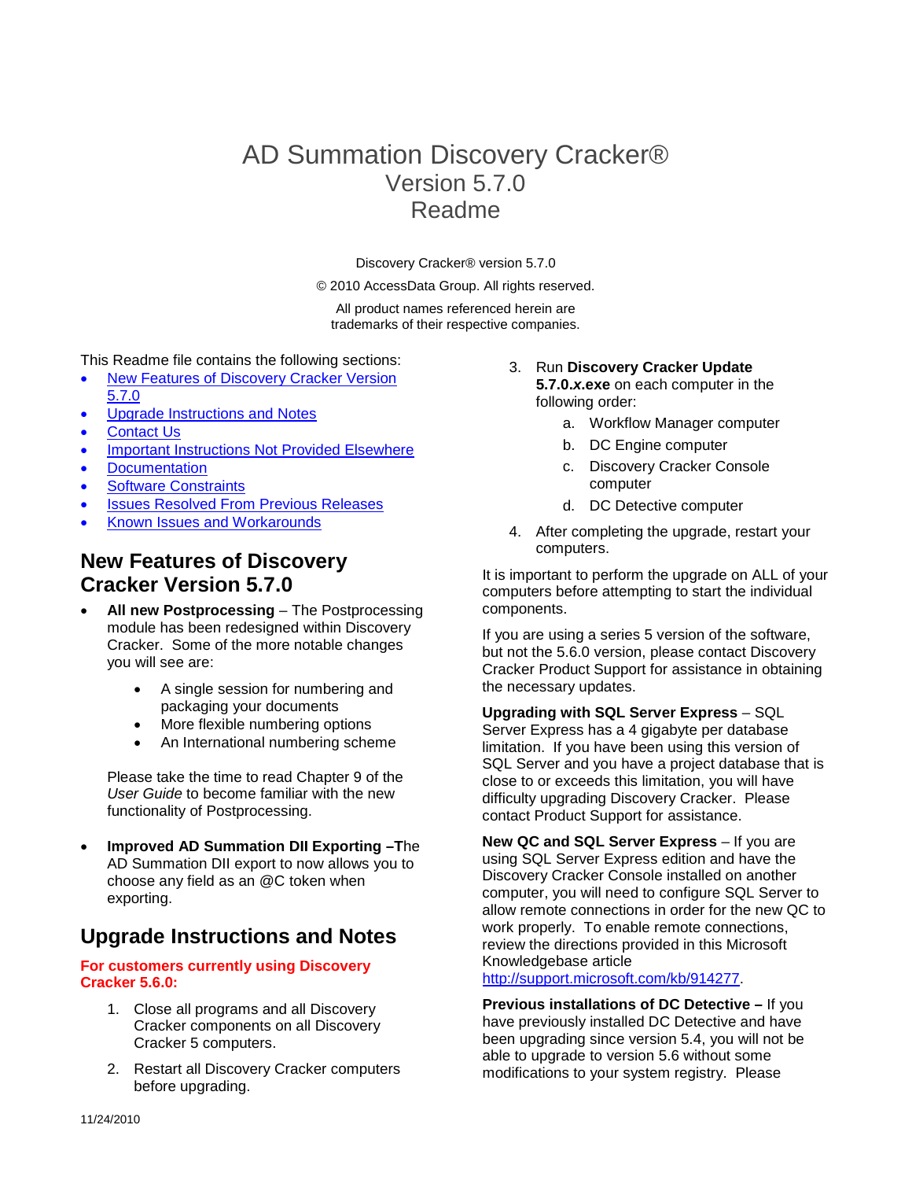# AD Summation Discovery Cracker®
## Version 5.7.0
## Readme

Discovery Cracker® version 5.7.0

© 2010 AccessData Group. All rights reserved.

All product names referenced herein are trademarks of their respective companies.

This Readme file contains the following sections:

- New Features of Discovery Cracker Version 5.7.0
- Upgrade Instructions and Notes
- Contact Us
- Important Instructions Not Provided Elsewhere
- Documentation
- Software Constraints
- Issues Resolved From Previous Releases
- Known Issues and Workarounds

## New Features of Discovery Cracker Version 5.7.0

- **All new Postprocessing** – The Postprocessing module has been redesigned within Discovery Cracker. Some of the more notable changes you will see are:
  - A single session for numbering and packaging your documents
  - More flexible numbering options
  - An International numbering scheme

  Please take the time to read Chapter 9 of the *User Guide* to become familiar with the new functionality of Postprocessing.

- **Improved AD Summation DII Exporting –T**he AD Summation DII export to now allows you to choose any field as an @C token when exporting.

## Upgrade Instructions and Notes

**For customers currently using Discovery Cracker 5.6.0:**

1. Close all programs and all Discovery Cracker components on all Discovery Cracker 5 computers.
2. Restart all Discovery Cracker computers before upgrading.
3. Run **Discovery Cracker Update 5.7.0.*x*.exe** on each computer in the following order:
   a. Workflow Manager computer
   b. DC Engine computer
   c. Discovery Cracker Console computer
   d. DC Detective computer
4. After completing the upgrade, restart your computers.

It is important to perform the upgrade on ALL of your computers before attempting to start the individual components.

If you are using a series 5 version of the software, but not the 5.6.0 version, please contact Discovery Cracker Product Support for assistance in obtaining the necessary updates.

**Upgrading with SQL Server Express** – SQL Server Express has a 4 gigabyte per database limitation. If you have been using this version of SQL Server and you have a project database that is close to or exceeds this limitation, you will have difficulty upgrading Discovery Cracker. Please contact Product Support for assistance.

**New QC and SQL Server Express** – If you are using SQL Server Express edition and have the Discovery Cracker Console installed on another computer, you will need to configure SQL Server to allow remote connections in order for the new QC to work properly. To enable remote connections, review the directions provided in this Microsoft Knowledgebase article http://support.microsoft.com/kb/914277.

**Previous installations of DC Detective –** If you have previously installed DC Detective and have been upgrading since version 5.4, you will not be able to upgrade to version 5.6 without some modifications to your system registry. Please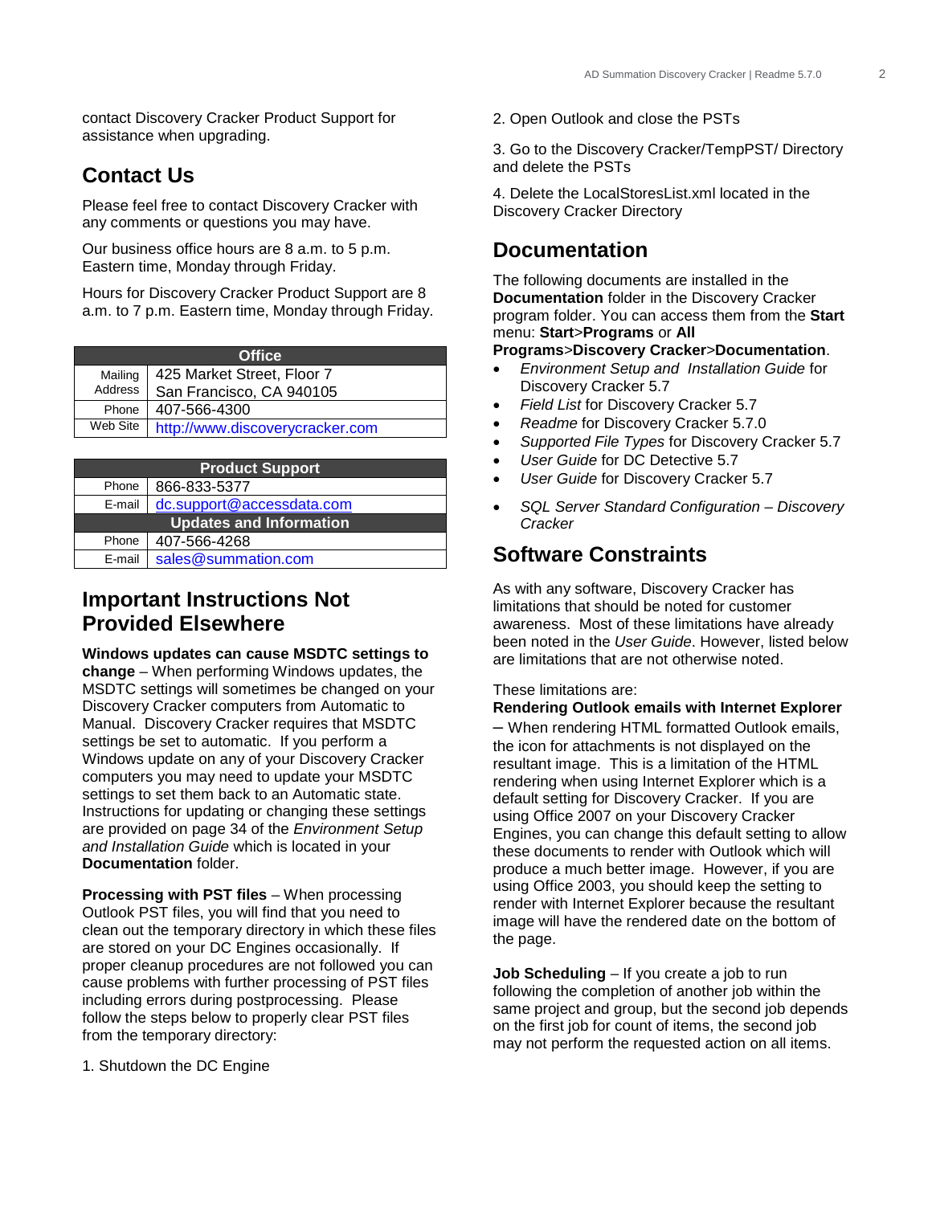contact Discovery Cracker Product Support for assistance when upgrading.

## Contact Us

Please feel free to contact Discovery Cracker with any comments or questions you may have.

Our business office hours are 8 a.m. to 5 p.m. Eastern time, Monday through Friday.

Hours for Discovery Cracker Product Support are 8 a.m. to 7 p.m. Eastern time, Monday through Friday.

| Office | |
|---|---|
| Mailing Address | 425 Market Street, Floor 7<br>San Francisco, CA 940105 |
| Phone | 407-566-4300 |
| Web Site | http://www.discoverycracker.com |

| Product Support | |
|---|---|
| Phone | 866-833-5377 |
| E-mail | dc.support@accessdata.com |
| **Updates and Information** | |
| Phone | 407-566-4268 |
| E-mail | sales@summation.com |

## Important Instructions Not Provided Elsewhere

**Windows updates can cause MSDTC settings to change** – When performing Windows updates, the MSDTC settings will sometimes be changed on your Discovery Cracker computers from Automatic to Manual. Discovery Cracker requires that MSDTC settings be set to automatic. If you perform a Windows update on any of your Discovery Cracker computers you may need to update your MSDTC settings to set them back to an Automatic state. Instructions for updating or changing these settings are provided on page 34 of the *Environment Setup and Installation Guide* which is located in your **Documentation** folder.

**Processing with PST files** – When processing Outlook PST files, you will find that you need to clean out the temporary directory in which these files are stored on your DC Engines occasionally. If proper cleanup procedures are not followed you can cause problems with further processing of PST files including errors during postprocessing. Please follow the steps below to properly clear PST files from the temporary directory:

1. Shutdown the DC Engine

2. Open Outlook and close the PSTs

3. Go to the Discovery Cracker/TempPST/ Directory and delete the PSTs

4. Delete the LocalStoresList.xml located in the Discovery Cracker Directory

## Documentation

The following documents are installed in the **Documentation** folder in the Discovery Cracker program folder. You can access them from the **Start** menu: **Start**>**Programs** or **All Programs**>**Discovery Cracker**>**Documentation**.

- *Environment Setup and Installation Guide* for Discovery Cracker 5.7
- *Field List* for Discovery Cracker 5.7
- *Readme* for Discovery Cracker 5.7.0
- *Supported File Types* for Discovery Cracker 5.7
- *User Guide* for DC Detective 5.7
- *User Guide* for Discovery Cracker 5.7
- *SQL Server Standard Configuration – Discovery Cracker*

## Software Constraints

As with any software, Discovery Cracker has limitations that should be noted for customer awareness. Most of these limitations have already been noted in the *User Guide*. However, listed below are limitations that are not otherwise noted.

These limitations are:

**Rendering Outlook emails with Internet Explorer** – When rendering HTML formatted Outlook emails, the icon for attachments is not displayed on the resultant image. This is a limitation of the HTML rendering when using Internet Explorer which is a default setting for Discovery Cracker. If you are using Office 2007 on your Discovery Cracker Engines, you can change this default setting to allow these documents to render with Outlook which will produce a much better image. However, if you are using Office 2003, you should keep the setting to render with Internet Explorer because the resultant image will have the rendered date on the bottom of the page.

**Job Scheduling** – If you create a job to run following the completion of another job within the same project and group, but the second job depends on the first job for count of items, the second job may not perform the requested action on all items.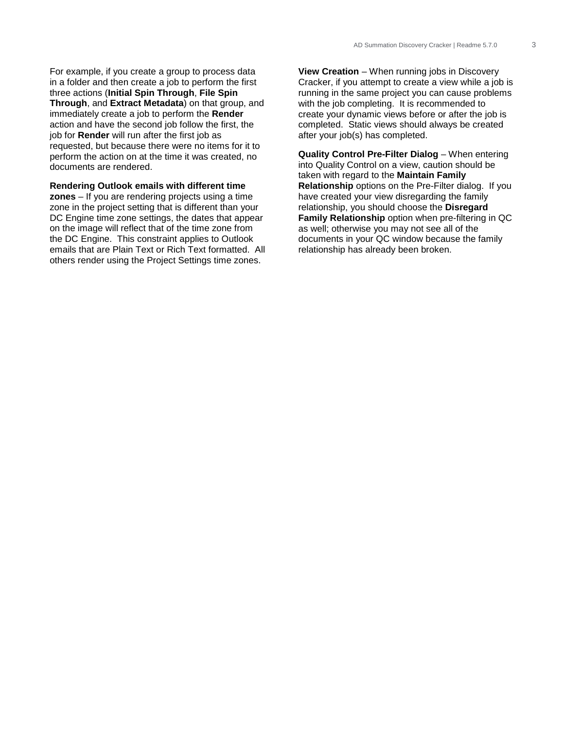For example, if you create a group to process data in a folder and then create a job to perform the first three actions (**Initial Spin Through**, **File Spin Through**, and **Extract Metadata**) on that group, and immediately create a job to perform the **Render** action and have the second job follow the first, the job for **Render** will run after the first job as requested, but because there were no items for it to perform the action on at the time it was created, no documents are rendered.

**Rendering Outlook emails with different time zones** – If you are rendering projects using a time zone in the project setting that is different than your DC Engine time zone settings, the dates that appear on the image will reflect that of the time zone from the DC Engine. This constraint applies to Outlook emails that are Plain Text or Rich Text formatted. All others render using the Project Settings time zones.

**View Creation** – When running jobs in Discovery Cracker, if you attempt to create a view while a job is running in the same project you can cause problems with the job completing. It is recommended to create your dynamic views before or after the job is completed. Static views should always be created after your job(s) has completed.

**Quality Control Pre-Filter Dialog** – When entering into Quality Control on a view, caution should be taken with regard to the **Maintain Family Relationship** options on the Pre-Filter dialog. If you have created your view disregarding the family relationship, you should choose the **Disregard Family Relationship** option when pre-filtering in QC as well; otherwise you may not see all of the documents in your QC window because the family relationship has already been broken.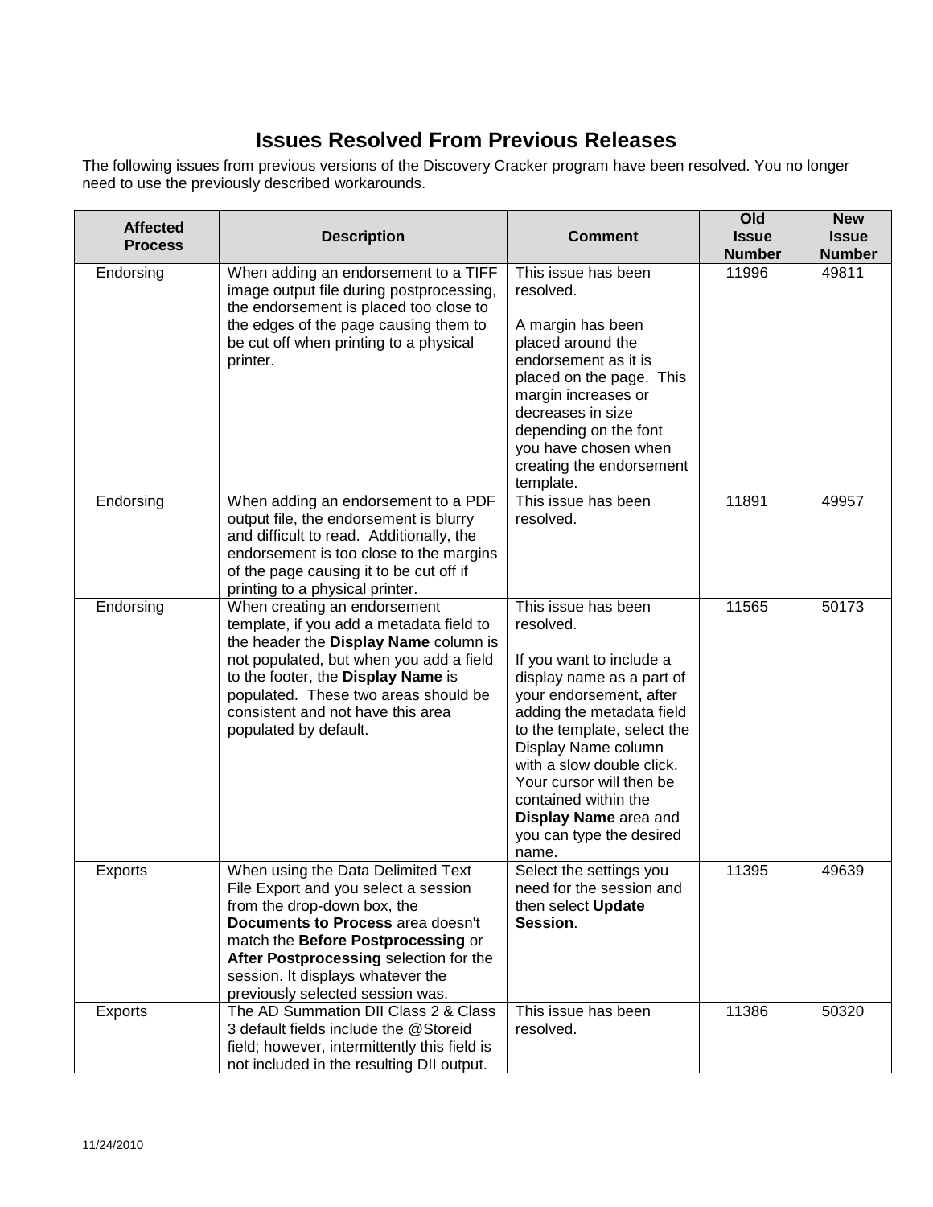# Issues Resolved From Previous Releases

The following issues from previous versions of the Discovery Cracker program have been resolved. You no longer need to use the previously described workarounds.

| Affected Process | Description | Comment | Old Issue Number | New Issue Number |
|---|---|---|---|---|
| Endorsing | When adding an endorsement to a TIFF image output file during postprocessing, the endorsement is placed too close to the edges of the page causing them to be cut off when printing to a physical printer. | This issue has been resolved.<br><br>A margin has been placed around the endorsement as it is placed on the page. This margin increases or decreases in size depending on the font you have chosen when creating the endorsement template. | 11996 | 49811 |
| Endorsing | When adding an endorsement to a PDF output file, the endorsement is blurry and difficult to read. Additionally, the endorsement is too close to the margins of the page causing it to be cut off if printing to a physical printer. | This issue has been resolved. | 11891 | 49957 |
| Endorsing | When creating an endorsement template, if you add a metadata field to the header the **Display Name** column is not populated, but when you add a field to the footer, the **Display Name** is populated. These two areas should be consistent and not have this area populated by default. | This issue has been resolved.<br><br>If you want to include a display name as a part of your endorsement, after adding the metadata field to the template, select the Display Name column with a slow double click. Your cursor will then be contained within the **Display Name** area and you can type the desired name. | 11565 | 50173 |
| Exports | When using the Data Delimited Text File Export and you select a session from the drop-down box, the **Documents to Process** area doesn't match the **Before Postprocessing** or **After Postprocessing** selection for the session. It displays whatever the previously selected session was. | Select the settings you need for the session and then select **Update Session**. | 11395 | 49639 |
| Exports | The AD Summation DII Class 2 & Class 3 default fields include the @Storeid field; however, intermittently this field is not included in the resulting DII output. | This issue has been resolved. | 11386 | 50320 |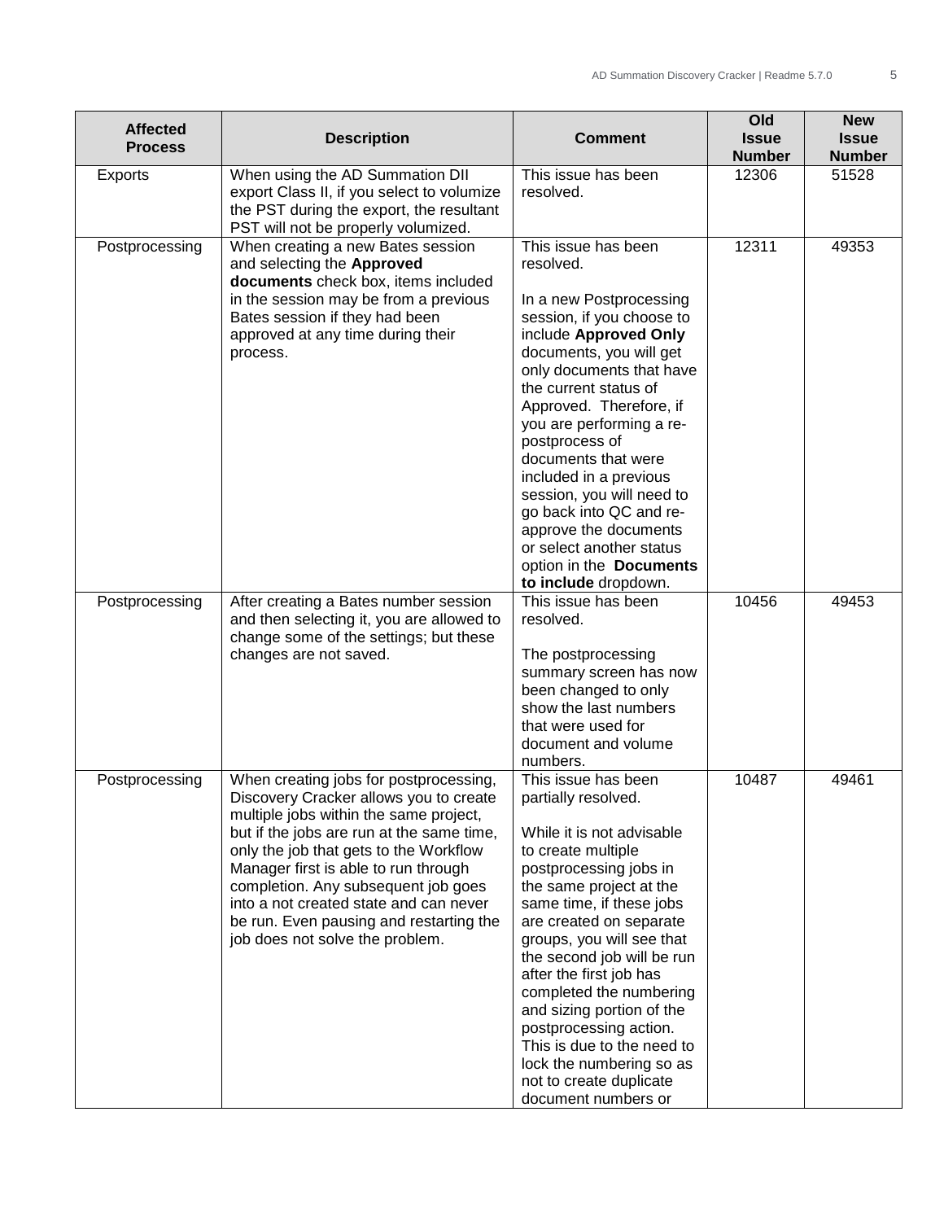| Affected Process | Description | Comment | Old Issue Number | New Issue Number |
|---|---|---|---|---|
| Exports | When using the AD Summation DII export Class II, if you select to volumize the PST during the export, the resultant PST will not be properly volumized. | This issue has been resolved. | 12306 | 51528 |
| Postprocessing | When creating a new Bates session and selecting the **Approved documents** check box, items included in the session may be from a previous Bates session if they had been approved at any time during their process. | This issue has been resolved.<br><br>In a new Postprocessing session, if you choose to include **Approved Only** documents, you will get only documents that have the current status of Approved. Therefore, if you are performing a re-postprocess of documents that were included in a previous session, you will need to go back into QC and re-approve the documents or select another status option in the **Documents to include** dropdown. | 12311 | 49353 |
| Postprocessing | After creating a Bates number session and then selecting it, you are allowed to change some of the settings; but these changes are not saved. | This issue has been resolved.<br><br>The postprocessing summary screen has now been changed to only show the last numbers that were used for document and volume numbers. | 10456 | 49453 |
| Postprocessing | When creating jobs for postprocessing, Discovery Cracker allows you to create multiple jobs within the same project, but if the jobs are run at the same time, only the job that gets to the Workflow Manager first is able to run through completion. Any subsequent job goes into a not created state and can never be run. Even pausing and restarting the job does not solve the problem. | This issue has been partially resolved.<br><br>While it is not advisable to create multiple postprocessing jobs in the same project at the same time, if these jobs are created on separate groups, you will see that the second job will be run after the first job has completed the numbering and sizing portion of the postprocessing action. This is due to the need to lock the numbering so as not to create duplicate document numbers or | 10487 | 49461 |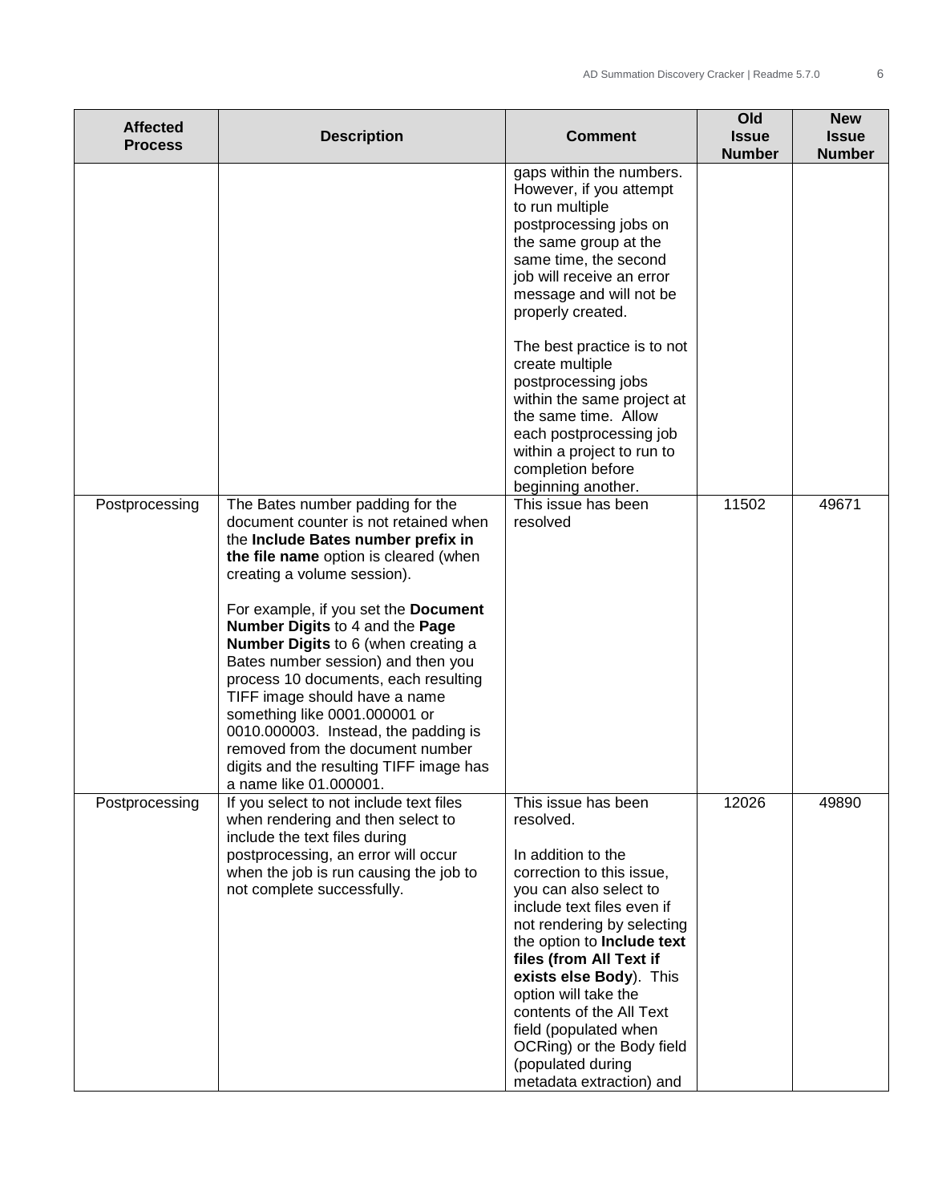| Affected Process | Description | Comment | Old Issue Number | New Issue Number |
|---|---|---|---|---|
| | | gaps within the numbers. However, if you attempt to run multiple postprocessing jobs on the same group at the same time, the second job will receive an error message and will not be properly created.<br><br>The best practice is to not create multiple postprocessing jobs within the same project at the same time. Allow each postprocessing job within a project to run to completion before beginning another. | | |
| Postprocessing | The Bates number padding for the document counter is not retained when the **Include Bates number prefix in the file name** option is cleared (when creating a volume session).<br><br>For example, if you set the **Document Number Digits** to 4 and the **Page Number Digits** to 6 (when creating a Bates number session) and then you process 10 documents, each resulting TIFF image should have a name something like 0001.000001 or 0010.000003. Instead, the padding is removed from the document number digits and the resulting TIFF image has a name like 01.000001. | This issue has been resolved | 11502 | 49671 |
| Postprocessing | If you select to not include text files when rendering and then select to include the text files during postprocessing, an error will occur when the job is run causing the job to not complete successfully. | This issue has been resolved.<br><br>In addition to the correction to this issue, you can also select to include text files even if not rendering by selecting the option to **Include text files (from All Text if exists else Body**). This option will take the contents of the All Text field (populated when OCRing) or the Body field (populated during metadata extraction) and | 12026 | 49890 |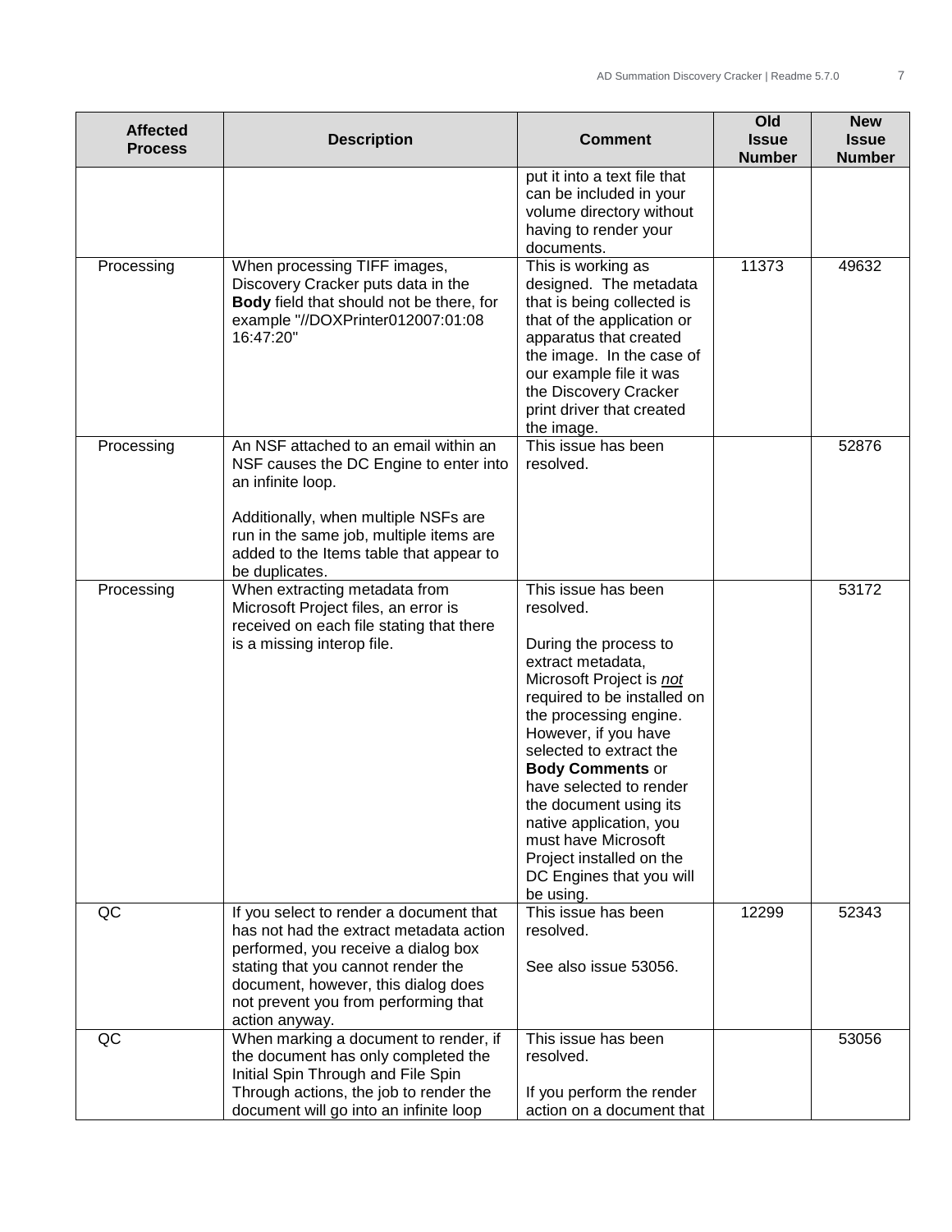| Affected Process | Description | Comment | Old Issue Number | New Issue Number |
|---|---|---|---|---|
| | | put it into a text file that can be included in your volume directory without having to render your documents. | | |
| Processing | When processing TIFF images, Discovery Cracker puts data in the **Body** field that should not be there, for example "//DOXPrinter012007:01:08 16:47:20" | This is working as designed. The metadata that is being collected is that of the application or apparatus that created the image. In the case of our example file it was the Discovery Cracker print driver that created the image. | 11373 | 49632 |
| Processing | An NSF attached to an email within an NSF causes the DC Engine to enter into an infinite loop.<br><br>Additionally, when multiple NSFs are run in the same job, multiple items are added to the Items table that appear to be duplicates. | This issue has been resolved. | | 52876 |
| Processing | When extracting metadata from Microsoft Project files, an error is received on each file stating that there is a missing interop file. | This issue has been resolved.<br><br>During the process to extract metadata, Microsoft Project is ***not*** required to be installed on the processing engine. However, if you have selected to extract the **Body Comments** or have selected to render the document using its native application, you must have Microsoft Project installed on the DC Engines that you will be using. | | 53172 |
| QC | If you select to render a document that has not had the extract metadata action performed, you receive a dialog box stating that you cannot render the document, however, this dialog does not prevent you from performing that action anyway. | This issue has been resolved.<br><br>See also issue 53056. | 12299 | 52343 |
| QC | When marking a document to render, if the document has only completed the Initial Spin Through and File Spin Through actions, the job to render the document will go into an infinite loop | This issue has been resolved.<br><br>If you perform the render action on a document that | | 53056 |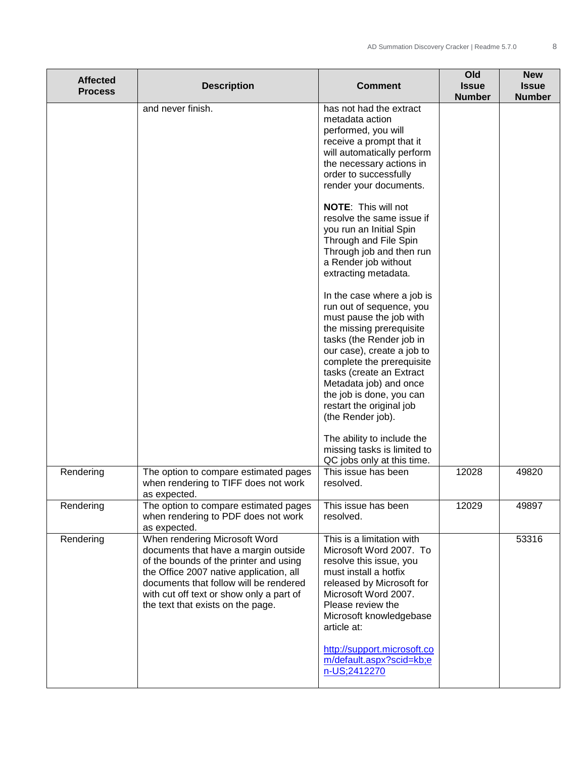| Affected Process | Description | Comment | Old Issue Number | New Issue Number |
|---|---|---|---|---|
| | and never finish. | has not had the extract metadata action performed, you will receive a prompt that it will automatically perform the necessary actions in order to successfully render your documents.<br><br>**NOTE**: This will not resolve the same issue if you run an Initial Spin Through and File Spin Through job and then run a Render job without extracting metadata.<br><br>In the case where a job is run out of sequence, you must pause the job with the missing prerequisite tasks (the Render job in our case), create a job to complete the prerequisite tasks (create an Extract Metadata job) and once the job is done, you can restart the original job (the Render job).<br><br>The ability to include the missing tasks is limited to QC jobs only at this time. | | |
| Rendering | The option to compare estimated pages when rendering to TIFF does not work as expected. | This issue has been resolved. | 12028 | 49820 |
| Rendering | The option to compare estimated pages when rendering to PDF does not work as expected. | This issue has been resolved. | 12029 | 49897 |
| Rendering | When rendering Microsoft Word documents that have a margin outside of the bounds of the printer and using the Office 2007 native application, all documents that follow will be rendered with cut off text or show only a part of the text that exists on the page. | This is a limitation with Microsoft Word 2007. To resolve this issue, you must install a hotfix released by Microsoft for Microsoft Word 2007. Please review the Microsoft knowledgebase article at:<br><br>[http://support.microsoft.com/default.aspx?scid=kb;en-US;2412270](http://support.microsoft.com/default.aspx?scid=kb;en-US;2412270) | | 53316 |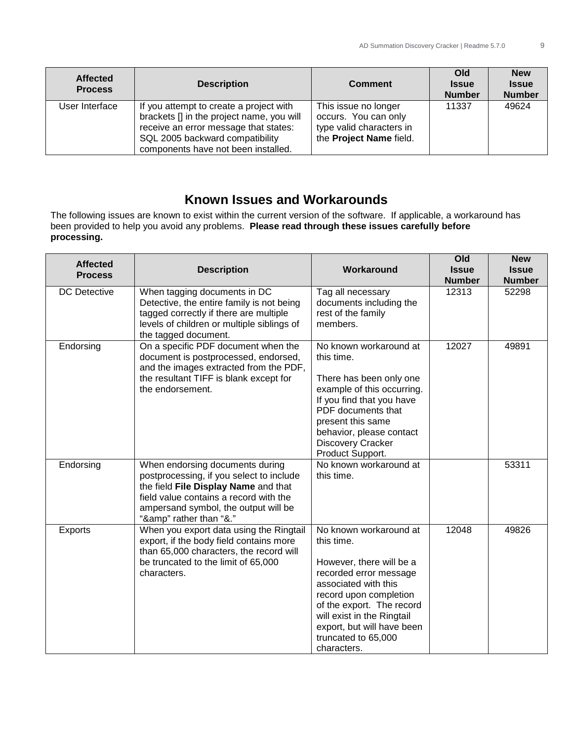| Affected Process | Description | Comment | Old Issue Number | New Issue Number |
|---|---|---|---|---|
| User Interface | If you attempt to create a project with brackets [] in the project name, you will receive an error message that states: SQL 2005 backward compatibility components have not been installed. | This issue no longer occurs. You can only type valid characters in the **Project Name** field. | 11337 | 49624 |

## Known Issues and Workarounds

The following issues are known to exist within the current version of the software. If applicable, a workaround has been provided to help you avoid any problems. **Please read through these issues carefully before processing.**

| Affected Process | Description | Workaround | Old Issue Number | New Issue Number |
|---|---|---|---|---|
| DC Detective | When tagging documents in DC Detective, the entire family is not being tagged correctly if there are multiple levels of children or multiple siblings of the tagged document. | Tag all necessary documents including the rest of the family members. | 12313 | 52298 |
| Endorsing | On a specific PDF document when the document is postprocessed, endorsed, and the images extracted from the PDF, the resultant TIFF is blank except for the endorsement. | No known workaround at this time.<br><br>There has been only one example of this occurring. If you find that you have PDF documents that present this same behavior, please contact Discovery Cracker Product Support. | 12027 | 49891 |
| Endorsing | When endorsing documents during postprocessing, if you select to include the field **File Display Name** and that field value contains a record with the ampersand symbol, the output will be "&amp;amp;" rather than "&." | No known workaround at this time. | | 53311 |
| Exports | When you export data using the Ringtail export, if the body field contains more than 65,000 characters, the record will be truncated to the limit of 65,000 characters. | No known workaround at this time.<br><br>However, there will be a recorded error message associated with this record upon completion of the export. The record will exist in the Ringtail export, but will have been truncated to 65,000 characters. | 12048 | 49826 |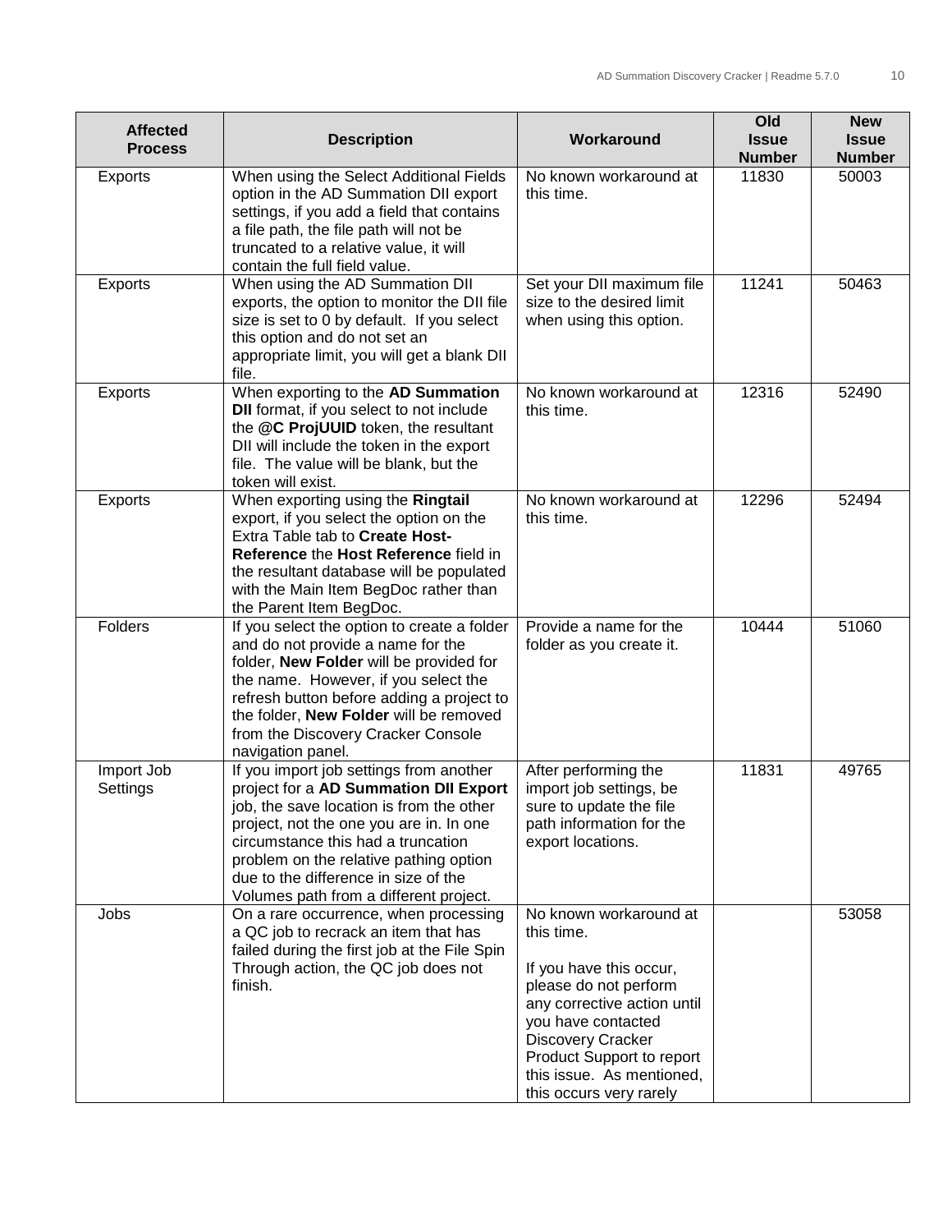| Affected Process | Description | Workaround | Old Issue Number | New Issue Number |
|---|---|---|---|---|
| Exports | When using the Select Additional Fields option in the AD Summation DII export settings, if you add a field that contains a file path, the file path will not be truncated to a relative value, it will contain the full field value. | No known workaround at this time. | 11830 | 50003 |
| Exports | When using the AD Summation DII exports, the option to monitor the DII file size is set to 0 by default. If you select this option and do not set an appropriate limit, you will get a blank DII file. | Set your DII maximum file size to the desired limit when using this option. | 11241 | 50463 |
| Exports | When exporting to the **AD Summation DII** format, if you select to not include the **@C ProjUUID** token, the resultant DII will include the token in the export file. The value will be blank, but the token will exist. | No known workaround at this time. | 12316 | 52490 |
| Exports | When exporting using the **Ringtail** export, if you select the option on the Extra Table tab to **Create Host-Reference** the **Host Reference** field in the resultant database will be populated with the Main Item BegDoc rather than the Parent Item BegDoc. | No known workaround at this time. | 12296 | 52494 |
| Folders | If you select the option to create a folder and do not provide a name for the folder, **New Folder** will be provided for the name. However, if you select the refresh button before adding a project to the folder, **New Folder** will be removed from the Discovery Cracker Console navigation panel. | Provide a name for the folder as you create it. | 10444 | 51060 |
| Import Job Settings | If you import job settings from another project for a **AD Summation DII Export** job, the save location is from the other project, not the one you are in. In one circumstance this had a truncation problem on the relative pathing option due to the difference in size of the Volumes path from a different project. | After performing the import job settings, be sure to update the file path information for the export locations. | 11831 | 49765 |
| Jobs | On a rare occurrence, when processing a QC job to recrack an item that has failed during the first job at the File Spin Through action, the QC job does not finish. | No known workaround at this time.<br><br>If you have this occur, please do not perform any corrective action until you have contacted Discovery Cracker Product Support to report this issue. As mentioned, this occurs very rarely | | 53058 |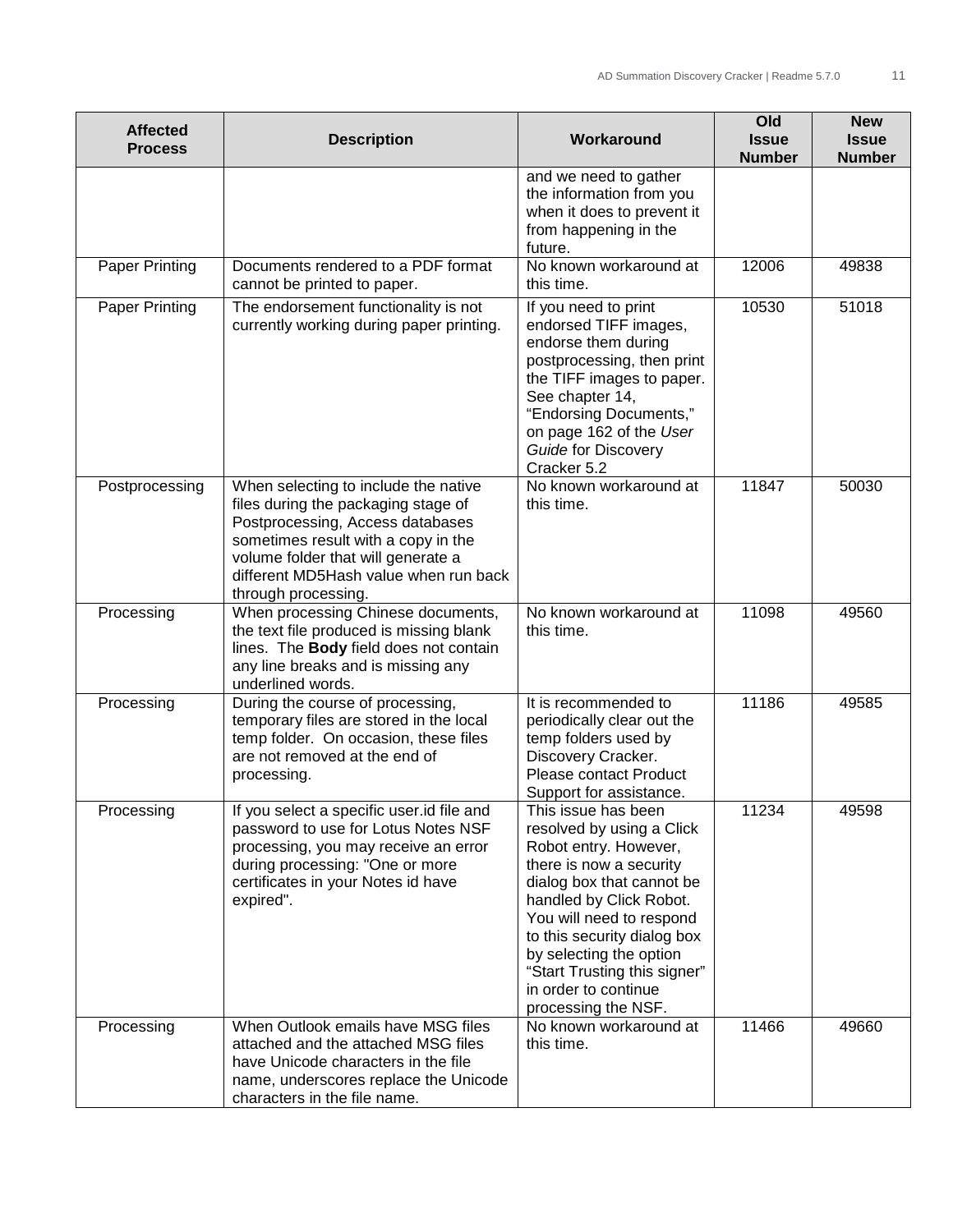| Affected Process | Description | Workaround | Old Issue Number | New Issue Number |
|---|---|---|---|---|
| | | and we need to gather the information from you when it does to prevent it from happening in the future. | | |
| Paper Printing | Documents rendered to a PDF format cannot be printed to paper. | No known workaround at this time. | 12006 | 49838 |
| Paper Printing | The endorsement functionality is not currently working during paper printing. | If you need to print endorsed TIFF images, endorse them during postprocessing, then print the TIFF images to paper. See chapter 14, “Endorsing Documents,” on page 162 of the *User Guide* for Discovery Cracker 5.2 | 10530 | 51018 |
| Postprocessing | When selecting to include the native files during the packaging stage of Postprocessing, Access databases sometimes result with a copy in the volume folder that will generate a different MD5Hash value when run back through processing. | No known workaround at this time. | 11847 | 50030 |
| Processing | When processing Chinese documents, the text file produced is missing blank lines. The **Body** field does not contain any line breaks and is missing any underlined words. | No known workaround at this time. | 11098 | 49560 |
| Processing | During the course of processing, temporary files are stored in the local temp folder. On occasion, these files are not removed at the end of processing. | It is recommended to periodically clear out the temp folders used by Discovery Cracker. Please contact Product Support for assistance. | 11186 | 49585 |
| Processing | If you select a specific user.id file and password to use for Lotus Notes NSF processing, you may receive an error during processing: "One or more certificates in your Notes id have expired". | This issue has been resolved by using a Click Robot entry. However, there is now a security dialog box that cannot be handled by Click Robot. You will need to respond to this security dialog box by selecting the option “Start Trusting this signer” in order to continue processing the NSF. | 11234 | 49598 |
| Processing | When Outlook emails have MSG files attached and the attached MSG files have Unicode characters in the file name, underscores replace the Unicode characters in the file name. | No known workaround at this time. | 11466 | 49660 |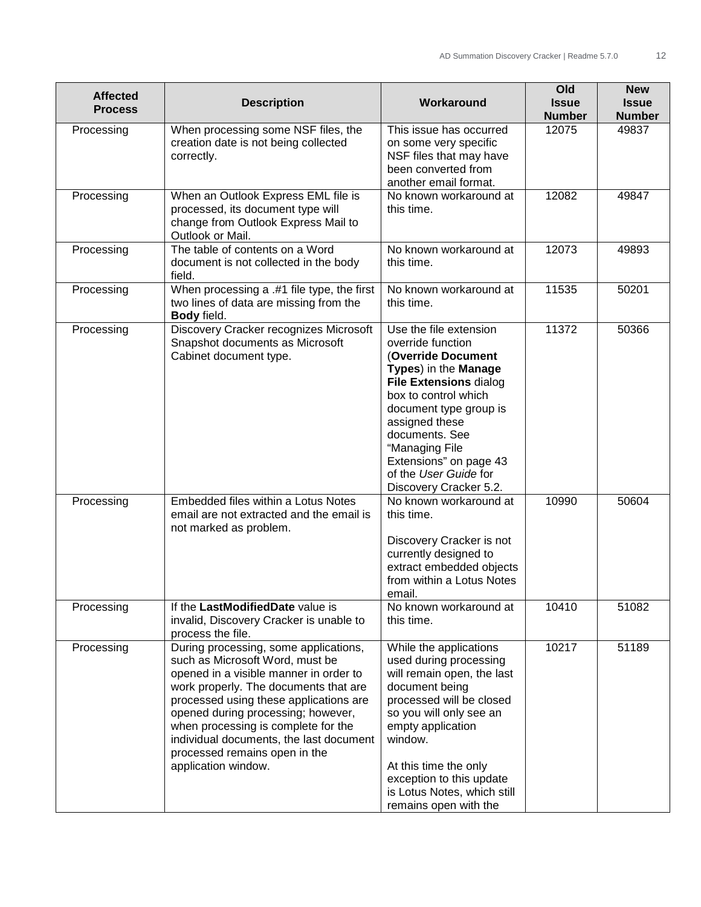| Affected Process | Description | Workaround | Old Issue Number | New Issue Number |
|---|---|---|---|---|
| Processing | When processing some NSF files, the creation date is not being collected correctly. | This issue has occurred on some very specific NSF files that may have been converted from another email format. | 12075 | 49837 |
| Processing | When an Outlook Express EML file is processed, its document type will change from Outlook Express Mail to Outlook or Mail. | No known workaround at this time. | 12082 | 49847 |
| Processing | The table of contents on a Word document is not collected in the body field. | No known workaround at this time. | 12073 | 49893 |
| Processing | When processing a .#1 file type, the first two lines of data are missing from the **Body** field. | No known workaround at this time. | 11535 | 50201 |
| Processing | Discovery Cracker recognizes Microsoft Snapshot documents as Microsoft Cabinet document type. | Use the file extension override function (**Override Document Types**) in the **Manage File Extensions** dialog box to control which document type group is assigned these documents. See "Managing File Extensions" on page 43 of the *User Guide* for Discovery Cracker 5.2. | 11372 | 50366 |
| Processing | Embedded files within a Lotus Notes email are not extracted and the email is not marked as problem. | No known workaround at this time.<br><br>Discovery Cracker is not currently designed to extract embedded objects from within a Lotus Notes email. | 10990 | 50604 |
| Processing | If the **LastModifiedDate** value is invalid, Discovery Cracker is unable to process the file. | No known workaround at this time. | 10410 | 51082 |
| Processing | During processing, some applications, such as Microsoft Word, must be opened in a visible manner in order to work properly. The documents that are processed using these applications are opened during processing; however, when processing is complete for the individual documents, the last document processed remains open in the application window. | While the applications used during processing will remain open, the last document being processed will be closed so you will only see an empty application window.<br><br>At this time the only exception to this update is Lotus Notes, which still remains open with the | 10217 | 51189 |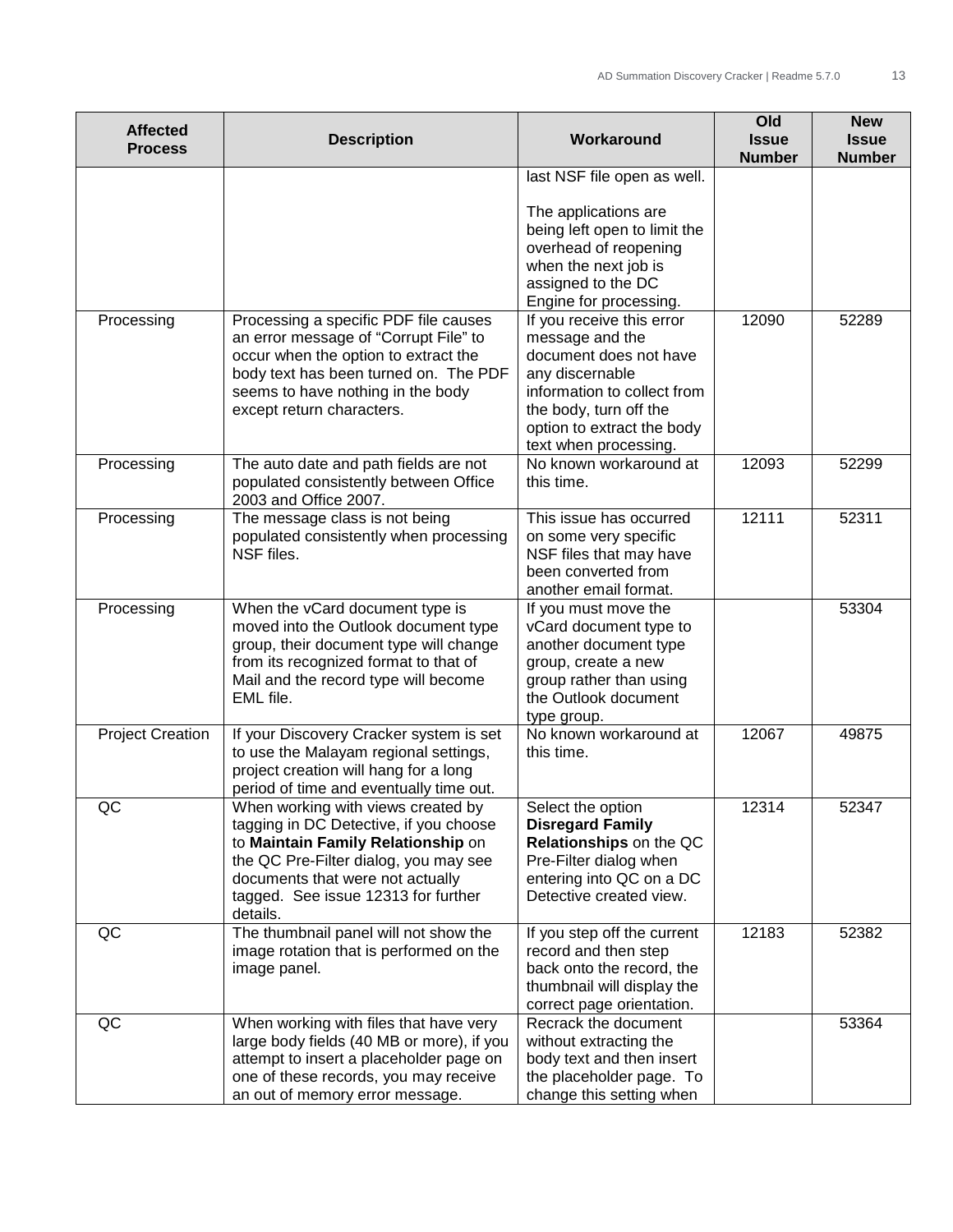| Affected Process | Description | Workaround | Old Issue Number | New Issue Number |
|---|---|---|---|---|
| | | last NSF file open as well.<br><br>The applications are being left open to limit the overhead of reopening when the next job is assigned to the DC Engine for processing. | | |
| Processing | Processing a specific PDF file causes an error message of “Corrupt File” to occur when the option to extract the body text has been turned on. The PDF seems to have nothing in the body except return characters. | If you receive this error message and the document does not have any discernable information to collect from the body, turn off the option to extract the body text when processing. | 12090 | 52289 |
| Processing | The auto date and path fields are not populated consistently between Office 2003 and Office 2007. | No known workaround at this time. | 12093 | 52299 |
| Processing | The message class is not being populated consistently when processing NSF files. | This issue has occurred on some very specific NSF files that may have been converted from another email format. | 12111 | 52311 |
| Processing | When the vCard document type is moved into the Outlook document type group, their document type will change from its recognized format to that of Mail and the record type will become EML file. | If you must move the vCard document type to another document type group, create a new group rather than using the Outlook document type group. | | 53304 |
| Project Creation | If your Discovery Cracker system is set to use the Malayam regional settings, project creation will hang for a long period of time and eventually time out. | No known workaround at this time. | 12067 | 49875 |
| QC | When working with views created by tagging in DC Detective, if you choose to **Maintain Family Relationship** on the QC Pre-Filter dialog, you may see documents that were not actually tagged. See issue 12313 for further details. | Select the option **Disregard Family Relationships** on the QC Pre-Filter dialog when entering into QC on a DC Detective created view. | 12314 | 52347 |
| QC | The thumbnail panel will not show the image rotation that is performed on the image panel. | If you step off the current record and then step back onto the record, the thumbnail will display the correct page orientation. | 12183 | 52382 |
| QC | When working with files that have very large body fields (40 MB or more), if you attempt to insert a placeholder page on one of these records, you may receive an out of memory error message. | Recrack the document without extracting the body text and then insert the placeholder page. To change this setting when | | 53364 |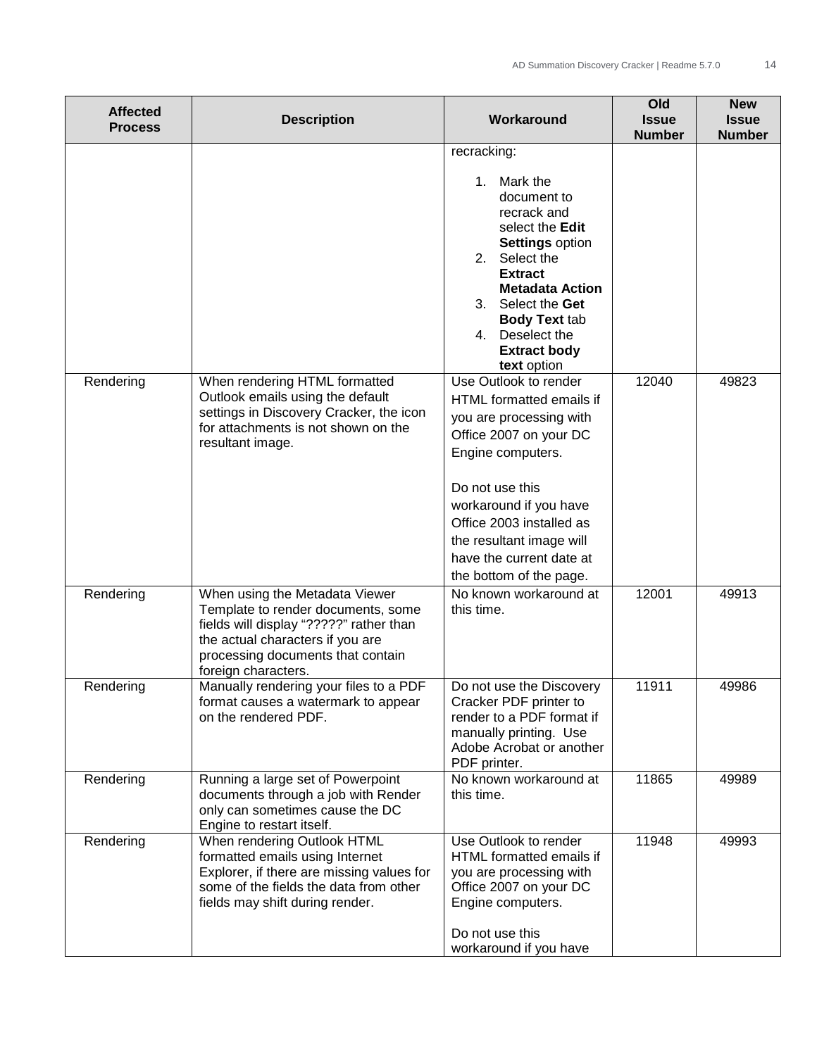| Affected Process | Description | Workaround | Old Issue Number | New Issue Number |
|---|---|---|---|---|
| | | recracking:<br><br>1. Mark the document to recrack and select the **Edit Settings** option<br>2. Select the **Extract Metadata Action**<br>3. Select the **Get Body Text** tab<br>4. Deselect the **Extract body text** option | | |
| Rendering | When rendering HTML formatted Outlook emails using the default settings in Discovery Cracker, the icon for attachments is not shown on the resultant image. | Use Outlook to render HTML formatted emails if you are processing with Office 2007 on your DC Engine computers.<br><br>Do not use this workaround if you have Office 2003 installed as the resultant image will have the current date at the bottom of the page. | 12040 | 49823 |
| Rendering | When using the Metadata Viewer Template to render documents, some fields will display "?????" rather than the actual characters if you are processing documents that contain foreign characters. | No known workaround at this time. | 12001 | 49913 |
| Rendering | Manually rendering your files to a PDF format causes a watermark to appear on the rendered PDF. | Do not use the Discovery Cracker PDF printer to render to a PDF format if manually printing. Use Adobe Acrobat or another PDF printer. | 11911 | 49986 |
| Rendering | Running a large set of Powerpoint documents through a job with Render only can sometimes cause the DC Engine to restart itself. | No known workaround at this time. | 11865 | 49989 |
| Rendering | When rendering Outlook HTML formatted emails using Internet Explorer, if there are missing values for some of the fields the data from other fields may shift during render. | Use Outlook to render HTML formatted emails if you are processing with Office 2007 on your DC Engine computers.<br><br>Do not use this workaround if you have | 11948 | 49993 |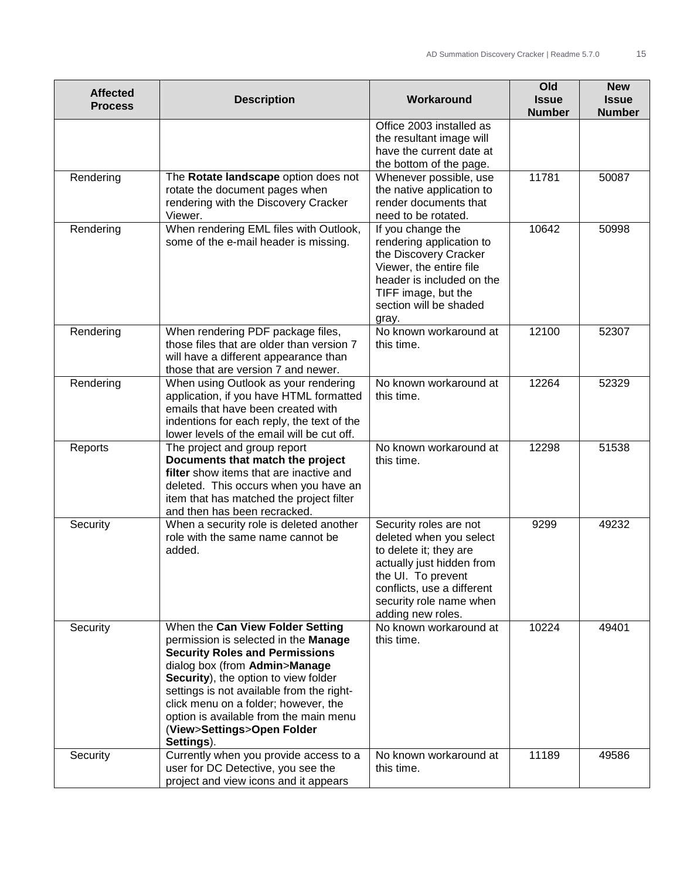| Affected Process | Description | Workaround | Old Issue Number | New Issue Number |
|---|---|---|---|---|
| | | Office 2003 installed as the resultant image will have the current date at the bottom of the page. | | |
| Rendering | The **Rotate landscape** option does not rotate the document pages when rendering with the Discovery Cracker Viewer. | Whenever possible, use the native application to render documents that need to be rotated. | 11781 | 50087 |
| Rendering | When rendering EML files with Outlook, some of the e-mail header is missing. | If you change the rendering application to the Discovery Cracker Viewer, the entire file header is included on the TIFF image, but the section will be shaded gray. | 10642 | 50998 |
| Rendering | When rendering PDF package files, those files that are older than version 7 will have a different appearance than those that are version 7 and newer. | No known workaround at this time. | 12100 | 52307 |
| Rendering | When using Outlook as your rendering application, if you have HTML formatted emails that have been created with indentions for each reply, the text of the lower levels of the email will be cut off. | No known workaround at this time. | 12264 | 52329 |
| Reports | The project and group report **Documents that match the project filter** show items that are inactive and deleted. This occurs when you have an item that has matched the project filter and then has been recracked. | No known workaround at this time. | 12298 | 51538 |
| Security | When a security role is deleted another role with the same name cannot be added. | Security roles are not deleted when you select to delete it; they are actually just hidden from the UI. To prevent conflicts, use a different security role name when adding new roles. | 9299 | 49232 |
| Security | When the **Can View Folder Setting** permission is selected in the **Manage Security Roles and Permissions** dialog box (from **Admin**>**Manage Security**), the option to view folder settings is not available from the right-click menu on a folder; however, the option is available from the main menu (**View**>**Settings**>**Open Folder Settings**). | No known workaround at this time. | 10224 | 49401 |
| Security | Currently when you provide access to a user for DC Detective, you see the project and view icons and it appears | No known workaround at this time. | 11189 | 49586 |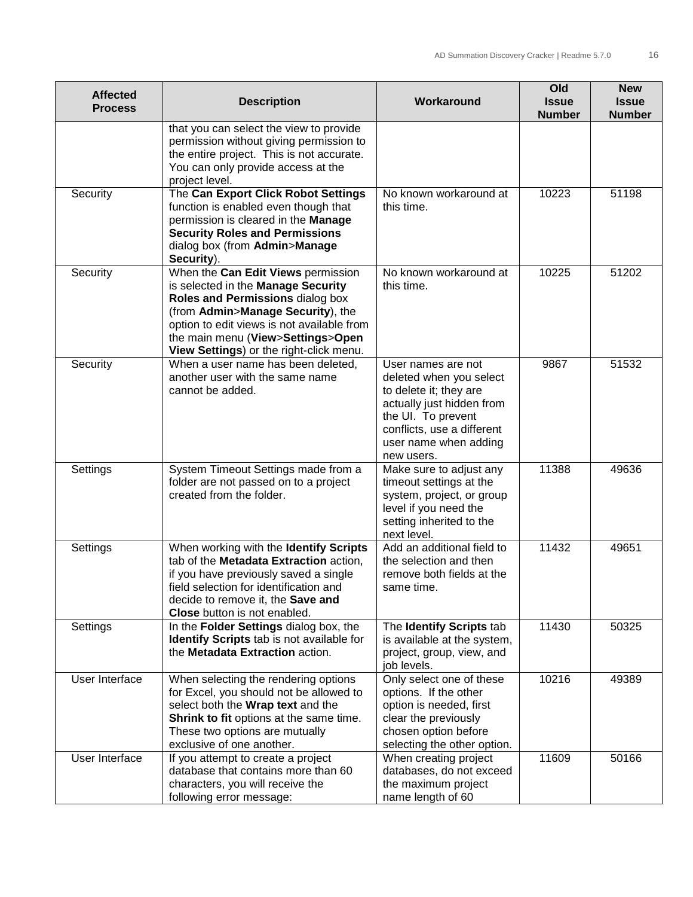| Affected Process | Description | Workaround | Old Issue Number | New Issue Number |
|---|---|---|---|---|
| | that you can select the view to provide permission without giving permission to the entire project. This is not accurate. You can only provide access at the project level. | | | |
| Security | The **Can Export Click Robot Settings** function is enabled even though that permission is cleared in the **Manage Security Roles and Permissions** dialog box (from **Admin**>**Manage Security**). | No known workaround at this time. | 10223 | 51198 |
| Security | When the **Can Edit Views** permission is selected in the **Manage Security Roles and Permissions** dialog box (from **Admin**>**Manage Security**), the option to edit views is not available from the main menu (**View**>**Settings**>**Open View Settings**) or the right-click menu. | No known workaround at this time. | 10225 | 51202 |
| Security | When a user name has been deleted, another user with the same name cannot be added. | User names are not deleted when you select to delete it; they are actually just hidden from the UI. To prevent conflicts, use a different user name when adding new users. | 9867 | 51532 |
| Settings | System Timeout Settings made from a folder are not passed on to a project created from the folder. | Make sure to adjust any timeout settings at the system, project, or group level if you need the setting inherited to the next level. | 11388 | 49636 |
| Settings | When working with the **Identify Scripts** tab of the **Metadata Extraction** action, if you have previously saved a single field selection for identification and decide to remove it, the **Save and Close** button is not enabled. | Add an additional field to the selection and then remove both fields at the same time. | 11432 | 49651 |
| Settings | In the **Folder Settings** dialog box, the **Identify Scripts** tab is not available for the **Metadata Extraction** action. | The **Identify Scripts** tab is available at the system, project, group, view, and job levels. | 11430 | 50325 |
| User Interface | When selecting the rendering options for Excel, you should not be allowed to select both the **Wrap text** and the **Shrink to fit** options at the same time. These two options are mutually exclusive of one another. | Only select one of these options. If the other option is needed, first clear the previously chosen option before selecting the other option. | 10216 | 49389 |
| User Interface | If you attempt to create a project database that contains more than 60 characters, you will receive the following error message: | When creating project databases, do not exceed the maximum project name length of 60 | 11609 | 50166 |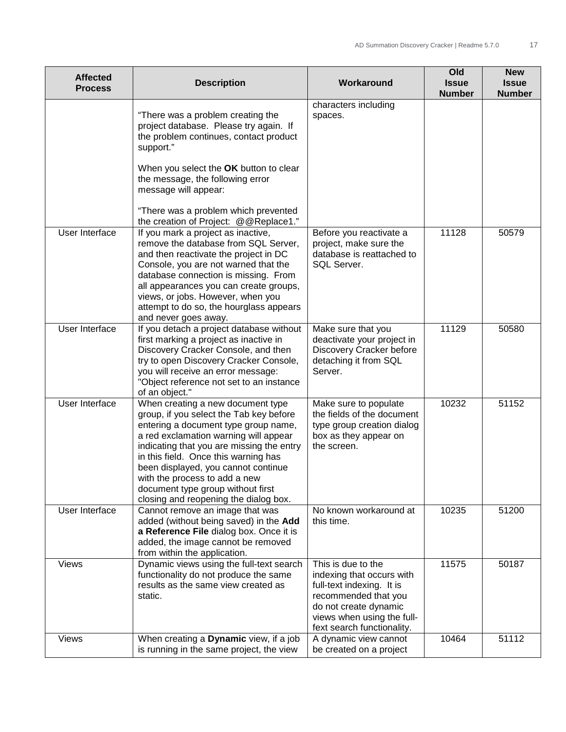| Affected Process | Description | Workaround | Old Issue Number | New Issue Number |
|---|---|---|---|---|
| | "There was a problem creating the project database. Please try again. If the problem continues, contact product support." When you select the **OK** button to clear the message, the following error message will appear: "There was a problem which prevented the creation of Project: @@Replace1." | characters including spaces. | | |
| User Interface | If you mark a project as inactive, remove the database from SQL Server, and then reactivate the project in DC Console, you are not warned that the database connection is missing. From all appearances you can create groups, views, or jobs. However, when you attempt to do so, the hourglass appears and never goes away. | Before you reactivate a project, make sure the database is reattached to SQL Server. | 11128 | 50579 |
| User Interface | If you detach a project database without first marking a project as inactive in Discovery Cracker Console, and then try to open Discovery Cracker Console, you will receive an error message: "Object reference not set to an instance of an object." | Make sure that you deactivate your project in Discovery Cracker before detaching it from SQL Server. | 11129 | 50580 |
| User Interface | When creating a new document type group, if you select the Tab key before entering a document type group name, a red exclamation warning will appear indicating that you are missing the entry in this field. Once this warning has been displayed, you cannot continue with the process to add a new document type group without first closing and reopening the dialog box. | Make sure to populate the fields of the document type group creation dialog box as they appear on the screen. | 10232 | 51152 |
| User Interface | Cannot remove an image that was added (without being saved) in the **Add a Reference File** dialog box. Once it is added, the image cannot be removed from within the application. | No known workaround at this time. | 10235 | 51200 |
| Views | Dynamic views using the full-text search functionality do not produce the same results as the same view created as static. | This is due to the indexing that occurs with full-text indexing. It is recommended that you do not create dynamic views when using the full-fext search functionality. | 11575 | 50187 |
| Views | When creating a **Dynamic** view, if a job is running in the same project, the view | A dynamic view cannot be created on a project | 10464 | 51112 |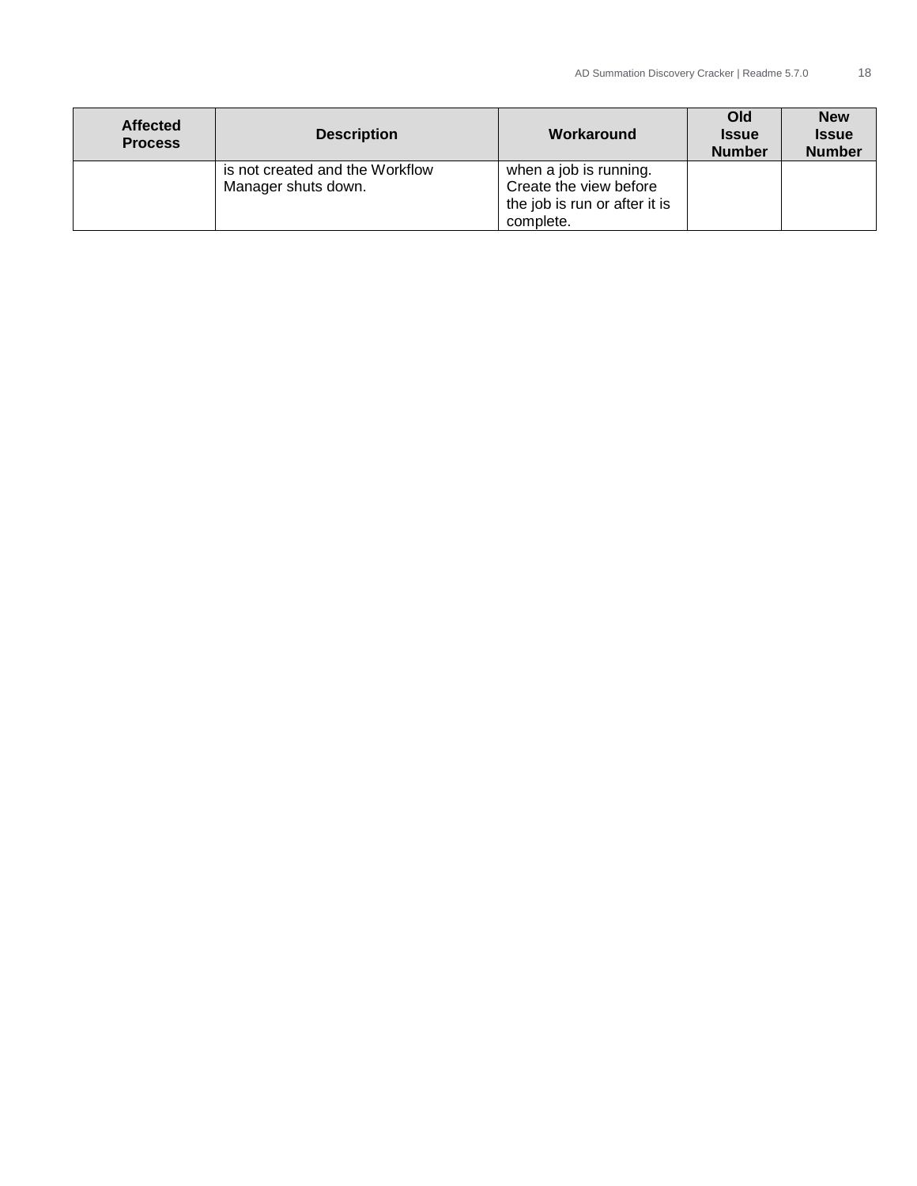| Affected Process | Description | Workaround | Old Issue Number | New Issue Number |
|---|---|---|---|---|
| | is not created and the Workflow Manager shuts down. | when a job is running. Create the view before the job is run or after it is complete. | | |